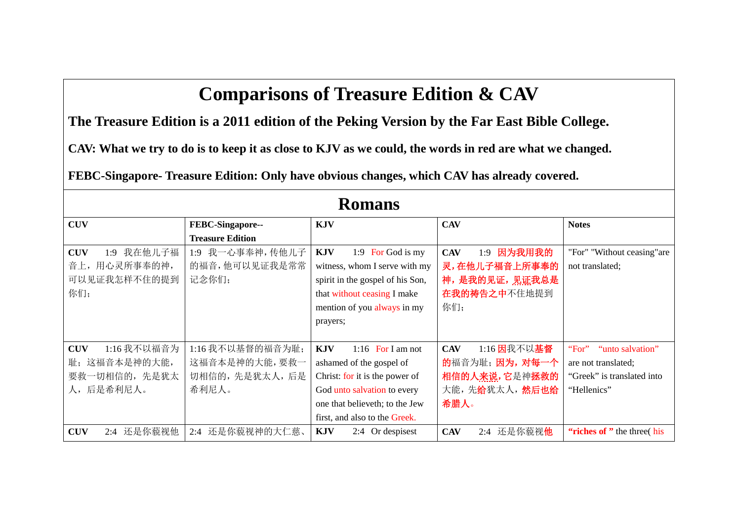# Comparisons of Treasure Edition & CAV

**The Treasure Edition is a 2011 edition of the Peking Version by the Far East Bible College.**

**CAV: What we try to do is to keep it as close to KJV as we could, the words in red are what we changed.**

**FEBC-Singapore- Treasure Edition: Only have obvious changes, which CAV has already covered.**

## Romans

| CUV | FEBC-Singapore--Treasure Edition | KJV | CAV | Notes |
|---|---|---|---|---|
| **CUV** 1:9 我在他儿子福音上，用心灵所事奉的神，可以见证我怎样不住的提到你们； | 1:9 我一心事奉神，传他儿子的福音，他可以见证我是常常记念你们； | **KJV** 1:9 For God is my witness, whom I serve with my spirit in the gospel of his Son, that without ceasing I make mention of you always in my prayers; | **CAV** 1:9 因为我用我的灵，在他儿子福音上所事奉的神，是我的见证，见证我总是在我的祷告之中不住地提到你们； | "For" "Without ceasing"are not translated; |
| **CUV** 1:16 我不以福音为耻；这福音本是神的大能，要救一切相信的，先是犹太人，后是希利尼人。 | 1:16 我不以基督的福音为耻；这福音本是神的大能，要救一切相信的，先是犹太人，后是希利尼人。 | **KJV** 1:16 For I am not ashamed of the gospel of Christ: for it is the power of God unto salvation to every one that believeth; to the Jew first, and also to the Greek. | **CAV** 1:16 因我不以基督的福音为耻；因为，对每一个相信的人来说，它是神拯救的大能，先给犹太人，然后也给希腊人。 | "For" "unto salvation" are not translated; "Greek" is translated into "Hellenics" |
| **CUV** 2:4 还是你藐视他 | 2:4 还是你藐视神的大仁慈、 | **KJV** 2:4 Or despisest | **CAV** 2:4 还是你藐视他 | **"riches of "** the three( his |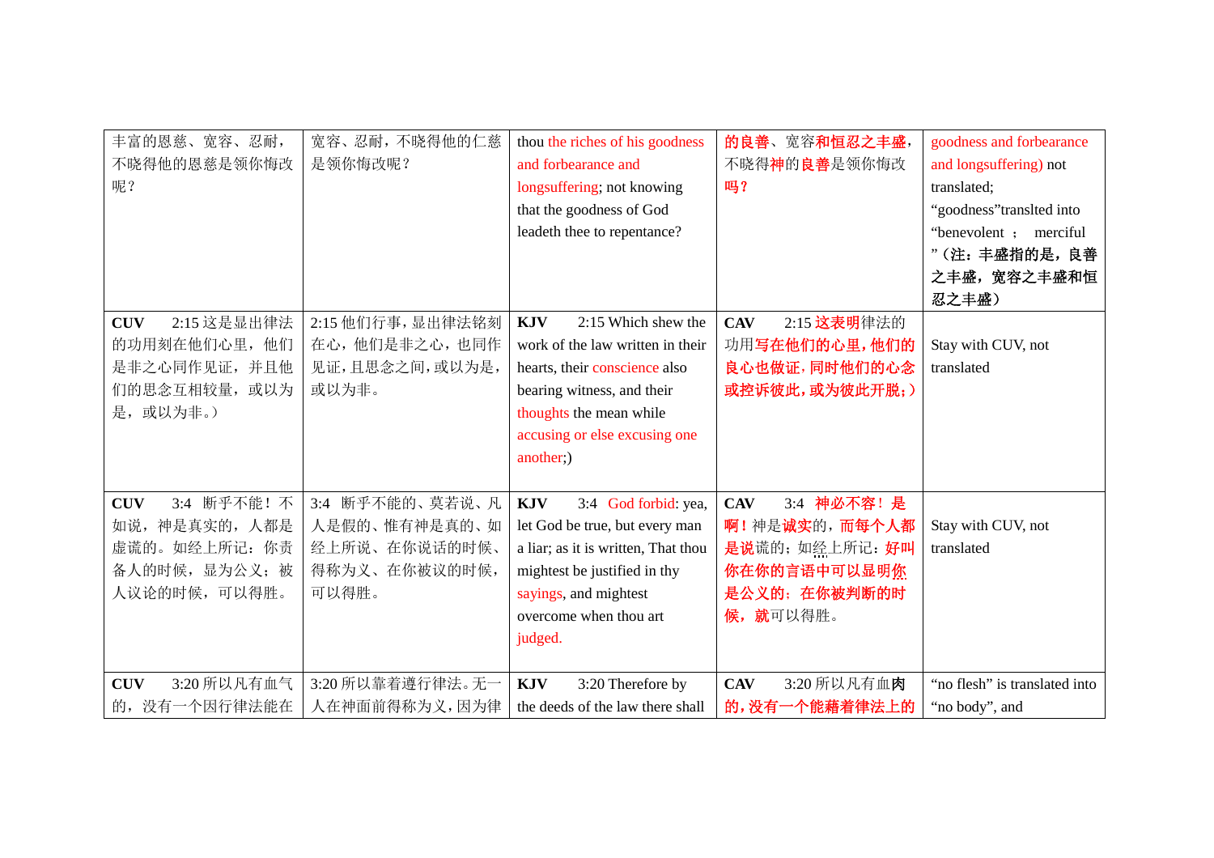| | | | | |
|---|---|---|---|---|
| 丰富的恩慈、宽容、忍耐，不晓得他的恩慈是领你悔改呢？ | 宽容、忍耐，不晓得他的仁慈是领你悔改呢？ | thou the riches of his goodness and forbearance and longsuffering; not knowing that the goodness of God leadeth thee to repentance? | 的良善、宽容和恒忍之丰盛，不晓得神的良善是领你悔改吗？ | goodness and forbearance and longsuffering) not translated; “goodness”translted into “benevolent ; merciful ”**（注：丰盛指的是，良善之丰盛，宽容之丰盛和恒忍之丰盛）** |
| **CUV** 2:15 这是显出律法的功用刻在他们心里，他们是非之心同作见证，并且他们的思念互相较量，或以为是，或以为非。） | 2:15 他们行事，显出律法铭刻在心，他们是非之心，也同作见证，且思念之间，或以为是，或以为非。 | **KJV** 2:15 Which shew the work of the law written in their hearts, their conscience also bearing witness, and their thoughts the mean while accusing or else excusing one another;) | **CAV** 2:15 这表明律法的功用写在他们的心里，他们的良心也做证，同时他们的心念或控诉彼此，或为彼此开脱；） | Stay with CUV, not translated |
| **CUV** 3:4 断乎不能！不如说，神是真实的，人都是虚谎的。如经上所记：你责备人的时候，显为公义；被人议论的时候，可以得胜。 | 3:4 断乎不能的、莫若说、凡人是假的、惟有神是真的、如经上所说、在你说话的时候、得称为义、在你被议的时候，可以得胜。 | **KJV** 3:4 God forbid: yea, let God be true, but every man a liar; as it is written, That thou mightest be justified in thy sayings, and mightest overcome when thou art judged. | **CAV** 3:4 神必不容！是啊！神是诚实的，而每个人都是说谎的；如经上所记：好叫你在你的言语中可以显明你是公义的；在你被判断的时候，就可以得胜。 | Stay with CUV, not translated |
| **CUV** 3:20 所以凡有血气的，没有一个因行律法能在 | 3:20 所以靠着遵行律法。无一人在神面前得称为义，因为律 | **KJV** 3:20 Therefore by the deeds of the law there shall | **CAV** 3:20 所以凡有血肉的，没有一个能藉着律法上的 | “no flesh” is translated into “no body”, and |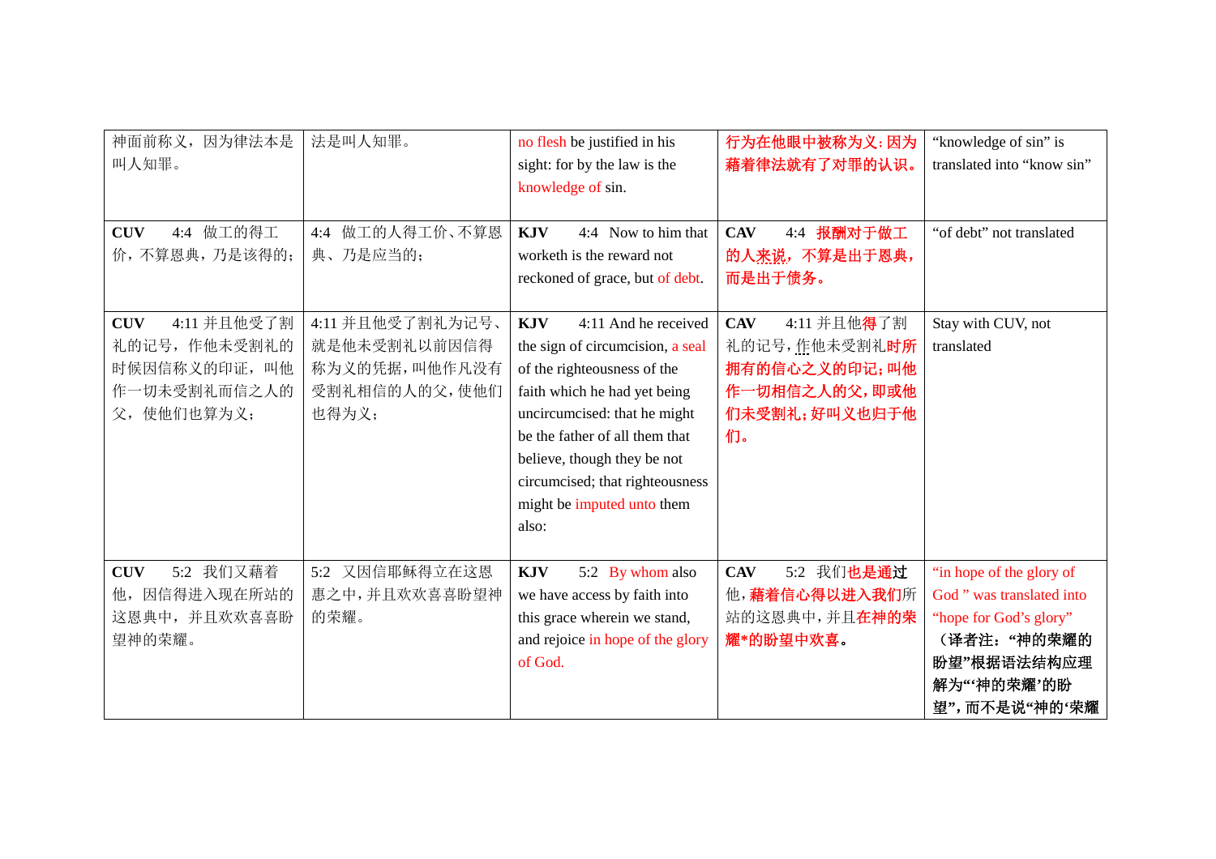| | | | | |
|---|---|---|---|---|
| 神面前称义，因为律法本是叫人知罪。 | 法是叫人知罪。 | no flesh be justified in his sight: for by the law is the knowledge of sin. | 行为在他眼中被称为义；因为藉着律法就有了对罪的认识。 | “knowledge of sin” is translated into “know sin” |
| **CUV** 4:4 做工的得工价，不算恩典，乃是该得的； | 4:4 做工的人得工价、不算恩典、乃是应当的； | **KJV** 4:4 Now to him that worketh is the reward not reckoned of grace, but of debt. | **CAV** 4:4 报酬对于做工的人来说，不算是出于恩典，而是出于债务。 | “of debt” not translated |
| **CUV** 4:11 并且他受了割礼的记号，作他未受割礼的时候因信称义的印证，叫他作一切未受割礼而信之人的父，使他们也算为义； | 4:11 并且他受了割礼为记号、就是他未受割礼以前因信得称为义的凭据，叫他作凡没有受割礼相信的人的父，使他们也得为义； | **KJV** 4:11 And he received the sign of circumcision, a seal of the righteousness of the faith which he had yet being uncircumcised: that he might be the father of all them that believe, though they be not circumcised; that righteousness might be imputed unto them also: | **CAV** 4:11 并且他得了割礼的记号，作他未受割礼时所拥有的信心之义的印记；叫他作一切相信之人的父，即或他们未受割礼；好叫义也归于他们。 | Stay with CUV, not translated |
| **CUV** 5:2 我们又藉着他，因信得进入现在所站的这恩典中，并且欢欢喜喜盼望神的荣耀。 | 5:2 又因信耶稣得立在这恩惠之中，并且欢欢喜喜盼望神的荣耀。 | **KJV** 5:2 By whom also we have access by faith into this grace wherein we stand, and rejoice in hope of the glory of God. | **CAV** 5:2 我们也是通过他，藉着信心得以进入我们所站的这恩典中，并且在神的荣耀*的盼望中欢喜。 | “in hope of the glory of God ” was translated into “hope for God’s glory” **（译者注：“神的荣耀的盼望”根据语法结构应理解为“‘神的荣耀’的盼望”，而不是说“神的‘荣耀** |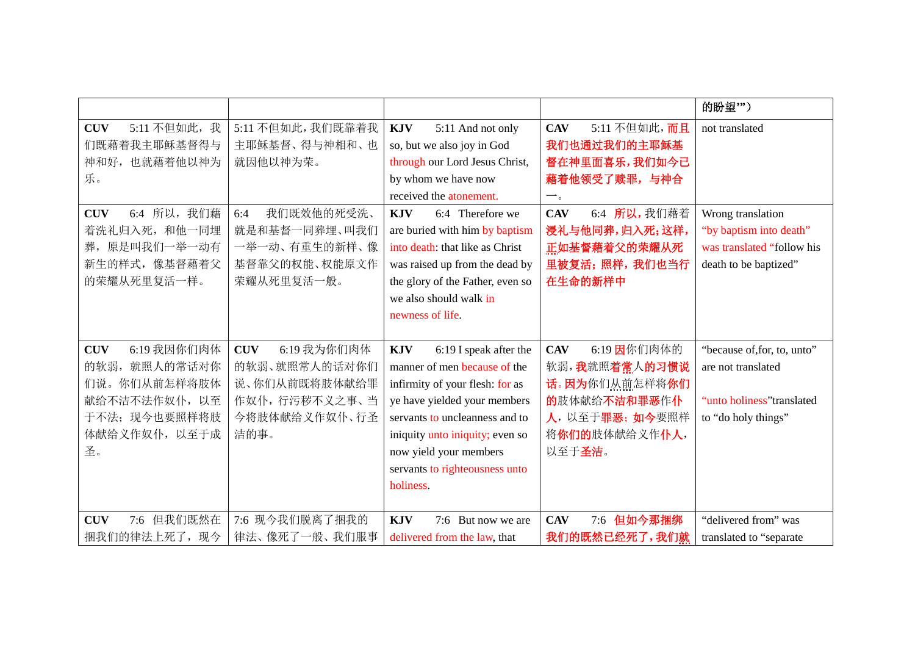| | | | | |
|---|---|---|---|---|
| | | | | **的盼望'"）** |
| **CUV** 5:11 不但如此，我们既藉着我主耶稣基督得与神和好，也就藉着他以神为乐。 | 5:11 不但如此，我们既靠着我主耶稣基督、得与神相和、也就因他以神为荣。 | **KJV** 5:11 And not only so, but we also joy in God through our Lord Jesus Christ, by whom we have now received the atonement. | **CAV** 5:11 不但如此，而且我们也通过我们的主耶稣基督在神里面喜乐，我们如今已藉着他领受了赎罪，与神合一。 | not translated |
| **CUV** 6:4 所以，我们藉着洗礼归入死，和他一同埋葬，原是叫我们一举一动有新生的样式，像基督藉着父的荣耀从死里复活一样。 | 6:4 我们既效他的死受洗、就是和基督一同葬埋、叫我们一举一动、有重生的新样、像基督靠父的权能、权能原文作荣耀从死里复活一般。 | **KJV** 6:4 Therefore we are buried with him by baptism into death: that like as Christ was raised up from the dead by the glory of the Father, even so we also should walk in newness of life. | **CAV** 6:4 所以，我们藉着浸礼与他同葬，归入死；这样，正如基督藉着父的荣耀从死里被复活；照样，我们也当行在生命的新样中 | Wrong translation "by baptism into death" was translated "follow his death to be baptized" |
| **CUV** 6:19 我因你们肉体的软弱，就照人的常话对你们说。你们从前怎样将肢体献给不洁不法作奴仆，以至于不法；现今也要照样将肢体献给义作奴仆，以至于成圣。 | **CUV** 6:19 我为你们肉体的软弱、就照常人的话对你们说、你们从前既将肢体献给罪作奴仆，行污秽不义之事、当今将肢体献给义作奴仆、行圣洁的事。 | **KJV** 6:19 I speak after the manner of men because of the infirmity of your flesh: for as ye have yielded your members servants to uncleanness and to iniquity unto iniquity; even so now yield your members servants to righteousness unto holiness. | **CAV** 6:19 因你们肉体的软弱，我就照着常人的习惯说话。因为你们从前怎样将你们的肢体献给不洁和罪恶作仆人，以至于罪恶；如今要照样将你们的肢体献给义作仆人，以至于圣洁。 | "because of,for, to, unto" are not translated<br><br>"unto holiness"translated to "do holy things" |
| **CUV** 7:6 但我们既然在捆我们的律法上死了，现今 | 7:6 现今我们脱离了捆我的律法、像死了一般、我们服事 | **KJV** 7:6 But now we are delivered from the law, that | **CAV** 7:6 但如今那捆绑我们的既然已经死了，我们就 | "delivered from" was translated to "separate |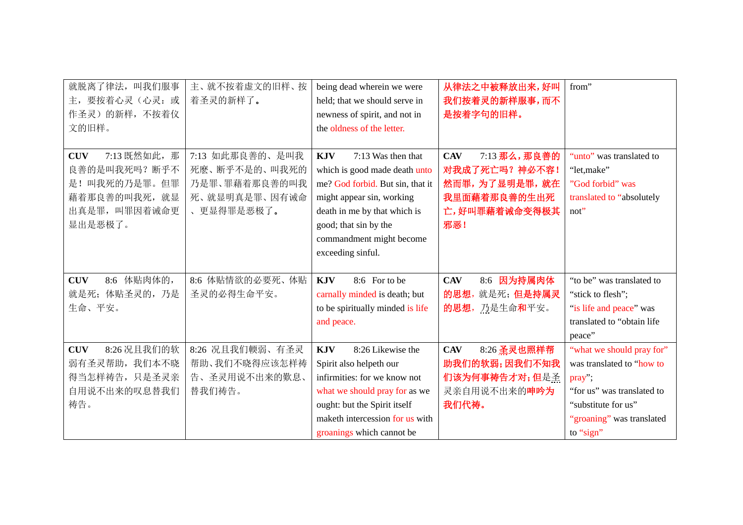| | | | | |
|---|---|---|---|---|
| 就脱离了律法，叫我们服事主，要按着心灵（心灵：或作圣灵）的新样，不按着仪文的旧样。 | 主、就不按着虛文的旧样、按着圣灵的新样了。 | being dead wherein we were held; that we should serve in newness of spirit, and not in the oldness of the letter. | 从律法之中被释放出来，好叫我们按着灵的新样服事，而不是按着字句的旧样。 | from" |
| **CUV** 7:13 既然如此，那良善的是叫我死吗？断乎不是！叫我死的乃是罪。但罪藉着那良善的叫我死，就显出真是罪，叫罪因着诫命更显出是恶极了。 | 7:13 如此那良善的、是叫我死麽、断乎不是的、叫我死的乃是罪、罪藉着那良善的叫我死、就显明真是罪、因有诫命、更显得罪是恶极了。 | **KJV** 7:13 Was then that which is good made death unto me? God forbid. But sin, that it might appear sin, working death in me by that which is good; that sin by the commandment might become exceeding sinful. | **CAV** 7:13 那么，那良善的对我成了死亡吗？神必不容！然而罪，为了显明是罪，就在我里面藉着那良善的生出死亡，好叫罪藉着诫命变得极其邪恶！ | "unto" was translated to "let,make" "God forbid" was translated to "absolutely not" |
| **CUV** 8:6 体贴肉体的，就是死；体贴圣灵的，乃是生命、平安。 | 8:6 体贴情欲的必要死、体贴圣灵的必得生命平安。 | **KJV** 8:6 For to be carnally minded is death; but to be spiritually minded is life and peace. | **CAV** 8:6 因为持属肉体的思想，就是死；但是持属灵的思想，乃是生命和平安。 | "to be" was translated to "stick to flesh"; "is life and peace" was translated to "obtain life peace" |
| **CUV** 8:26 况且我们的软弱有圣灵帮助，我们本不晓得当怎样祷告，只是圣灵亲自用说不出来的叹息替我们祷告。 | 8:26 况且我们輭弱、有圣灵帮助、我们不晓得应该怎样祷告、圣灵用说不出来的歎息、替我们祷告。 | **KJV** 8:26 Likewise the Spirit also helpeth our infirmities: for we know not what we should pray for as we ought: but the Spirit itself maketh intercession for us with groanings which cannot be | **CAV** 8:26 圣灵也照样帮助我们的软弱；因我们不知我们该为何事祷告才对；但是圣灵亲自用说不出来的呻吟为我们代祷。 | "what we should pray for" was translated to "how to pray"; "for us" was translated to "substitute for us" "groaning" was translated to "sign" |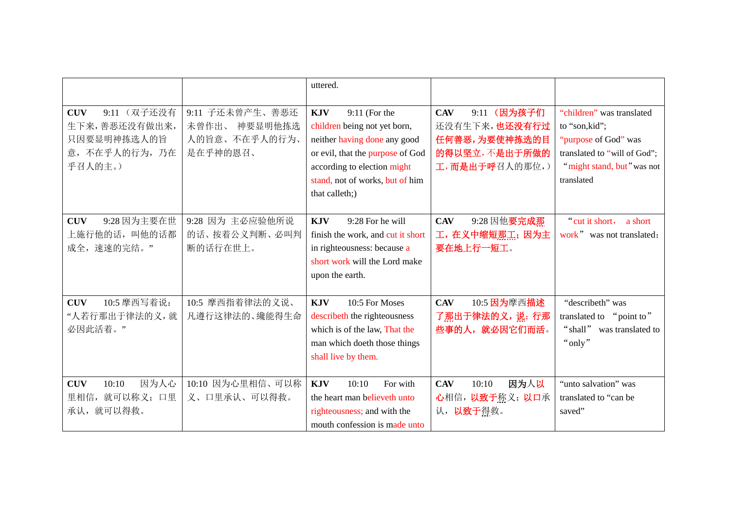|  |  |  |  |  |
|---|---|---|---|---|
|  |  | uttered. |  |  |
| **CUV** 9:11 （双子还没有生下来，善恶还没有做出来，只因要显明神拣选人的旨意，不在乎人的行为，乃在乎召人的主。） | 9:11 子还未曾产生、善恶还未曾作出、 神要显明他拣选人的旨意、不在乎人的行为、是在乎神的恩召、 | **KJV** 9:11 (For the children being not yet born, neither having done any good or evil, that the purpose of God according to election might stand, not of works, but of him that calleth;) | **CAV** 9:11 （因为孩子们还没有生下来，也还没有行过任何善恶，为要使神拣选的目的得以坚立，不是出于所做的工，而是出于呼召人的那位，） | "children" was translated to "son,kid"; "purpose of God" was translated to "will of God"; "might stand, but"was not translated |
| **CUV** 9:28 因为主要在世上施行他的话，叫他的话都成全，速速的完结。" | 9:28 因为 主必应验他所说的话、按着公义判断、必叫判断的话行在世上。 | **KJV** 9:28 For he will finish the work, and cut it short in righteousness: because a short work will the Lord make upon the earth. | **CAV** 9:28 因他要完成那工，在义中缩短那工；因为主要在地上行一短工。 | "cut it short， a short work" was not translated; |
| **CUV** 10:5 摩西写着说："人若行那出于律法的义，就必因此活着。" | 10:5 摩西指着律法的义说、凡遵行这律法的、纔能得生命 | **KJV** 10:5 For Moses describeth the righteousness which is of the law, That the man which doeth those things shall live by them. | **CAV** 10:5 因为摩西描述了那出于律法的义，说：行那些事的人，就必因它们而活。 | "describeth" was translated to "point to" "shall" was translated to "only" |
| **CUV** 10:10 因为人心里相信，就可以称义；口里承认，就可以得救。 | 10:10 因为心里相信、可以称义、口里承认、可以得救。 | **KJV** 10:10 For with the heart man believeth unto righteousness; and with the mouth confession is made unto | **CAV** 10:10 因为人以心相信，以致于称义；以口承认，以致于得救。 | "unto salvation" was translated to "can be saved" |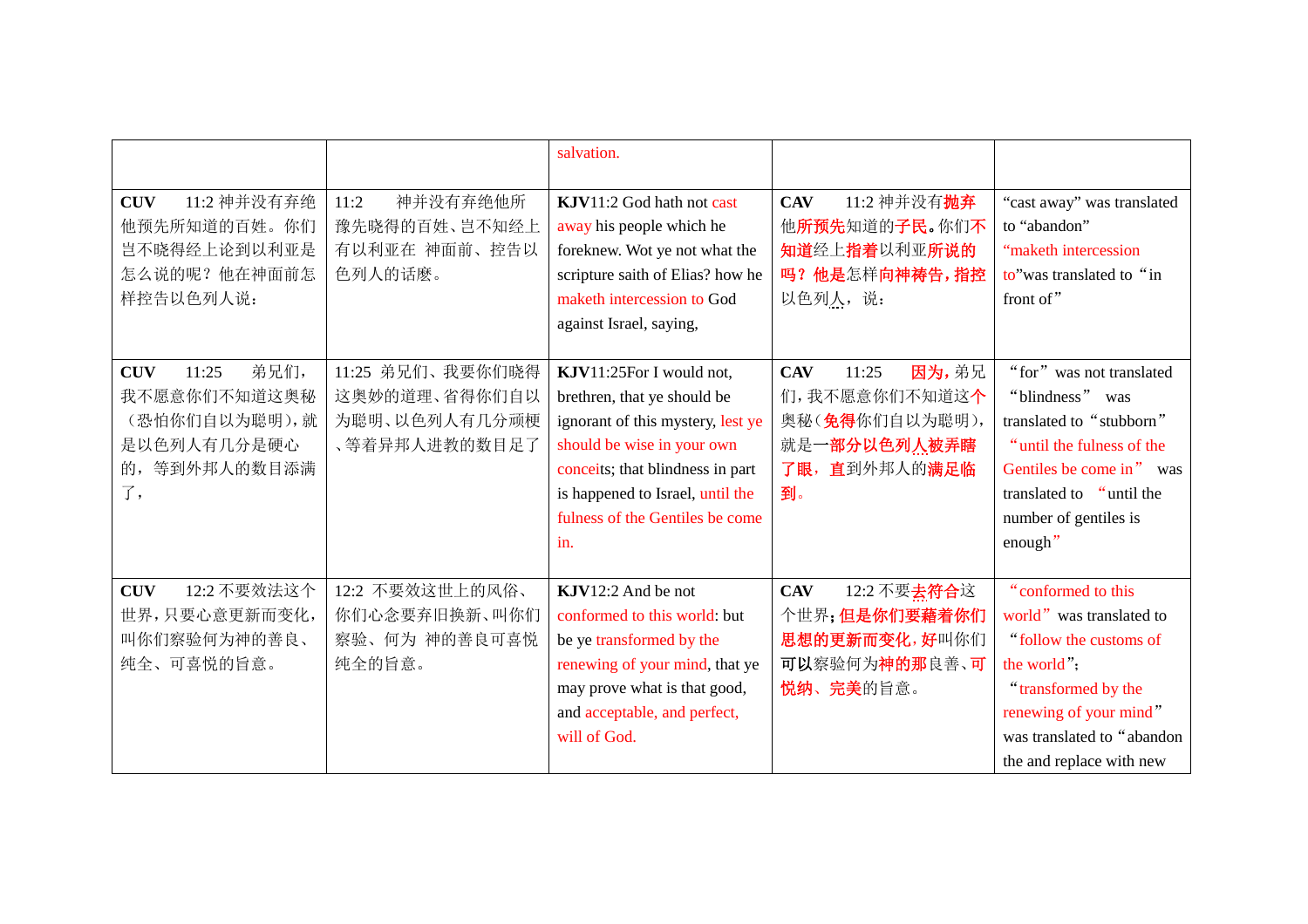| | | | | |
|---|---|---|---|---|
| | | salvation. | | |
| **CUV** 11:2 神并没有弃绝他预先所知道的百姓。你们岂不晓得经上论到以利亚是怎么说的呢？他在神面前怎样控告以色列人说： | 11:2 神并没有弃绝他所豫先晓得的百姓、岂不知经上有以利亚在 神面前、控告以色列人的话麽。 | **KJV**11:2 God hath not cast away his people which he foreknew. Wot ye not what the scripture saith of Elias? how he maketh intercession to God against Israel, saying, | **CAV** 11:2 神并没有**抛弃**他**所预先**知道的**子民。**你们**不知道**经上**指着**以利亚**所说的吗？他是**怎样**向神祷告，指控**以色列人，说： | "cast away" was translated to "abandon" "maketh intercession to"was translated to "in front of" |
| **CUV** 11:25 弟兄们，我不愿意你们不知道这奥秘（恐怕你们自以为聪明），就是以色列人有几分是硬心的，等到外邦人的数目添满了， | 11:25 弟兄们、我要你们晓得这奥妙的道理、省得你们自以为聪明、以色列人有几分顽梗、等着异邦人进教的数目足了 | **KJV**11:25For I would not, brethren, that ye should be ignorant of this mystery, lest ye should be wise in your own conceits; that blindness in part is happened to Israel, until the fulness of the Gentiles be come in. | **CAV** 11:25 **因为，**弟兄们，我不愿意你们不知道这**个**奥秘（**免得**你们自以为聪明），就是一**部分以色列人被弄瞎了眼，直**到外邦人的**满足临到。** | "for" was not translated "blindness" was translated to "stubborn" "until the fulness of the Gentiles be come in" was translated to "until the number of gentiles is enough" |
| **CUV** 12:2 不要效法这个世界，只要心意更新而变化，叫你们察验何为神的善良、纯全、可喜悦的旨意。 | 12:2 不要效这世上的风俗、你们心念要弃旧换新、叫你们察验、何为 神的善良可喜悦纯全的旨意。 | **KJV**12:2 And be not conformed to this world: but be ye transformed by the renewing of your mind, that ye may prove what is that good, and acceptable, and perfect, will of God. | **CAV** 12:2 不要**去符合**这个世界；**但是你们要藉着你们思想的更新而变化，好**叫你们**可以**察验何为**神的那**良善、**可悦纳、完美**的旨意。 | "conformed to this world" was translated to "follow the customs of the world"; "transformed by the renewing of your mind" was translated to "abandon the and replace with new |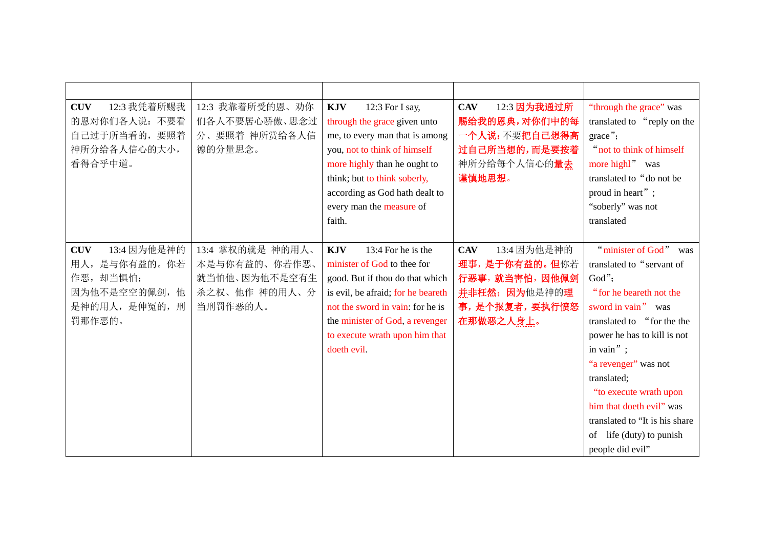| | | | | |
|---|---|---|---|---|
| **CUV** 12:3 我凭着所赐我的恩对你们各人说：不要看自己过于所当看的，要照着神所分给各人信心的大小，看得合乎中道。 | 12:3 我靠着所受的恩、劝你们各人不要居心骄傲、思念过分、要照着 神所赏给各人信德的分量思念。 | **KJV** 12:3 For I say, through the grace given unto me, to every man that is among you, not to think of himself more highly than he ought to think; but to think soberly, according as God hath dealt to every man the measure of faith. | **CAV** 12:3 因为我通过所赐给我的恩典，对你们中的每一个人说：不要把自己想得高过自己所当想的，而是要按着神所分给每个人信心的量去谨慎地思想。 | "through the grace" was translated to "reply on the grace"; "not to think of himself more highl" was translated to "do not be proud in heart"; "soberly" was not translated |
| **CUV** 13:4 因为他是神的用人，是与你有益的。你若作恶，却当惧怕；因为他不是空空的佩剑，他是神的用人，是伸冤的，刑罚那作恶的。 | 13:4 掌权的就是 神的用人、本是与你有益的、你若作恶、就当怕他、因为他不是空有生杀之权、他作 神的用人、分当刑罚作恶的人。 | **KJV** 13:4 For he is the minister of God to thee for good. But if thou do that which is evil, be afraid; for he beareth not the sword in vain: for he is the minister of God, a revenger to execute wrath upon him that doeth evil. | **CAV** 13:4 因为他是神的理事，是于你有益的。但你若行恶事，就当害怕，因他佩剑并非枉然；因为他是神的理事，是个报复者，要执行愤怒在那做恶之人身上。 | "minister of God" was translated to "servant of God"; "for he beareth not the sword in vain" was translated to "for the the power he has to kill is not in vain"; "a revenger" was not translated; "to execute wrath upon him that doeth evil" was translated to "It is his share of life (duty) to punish people did evil" |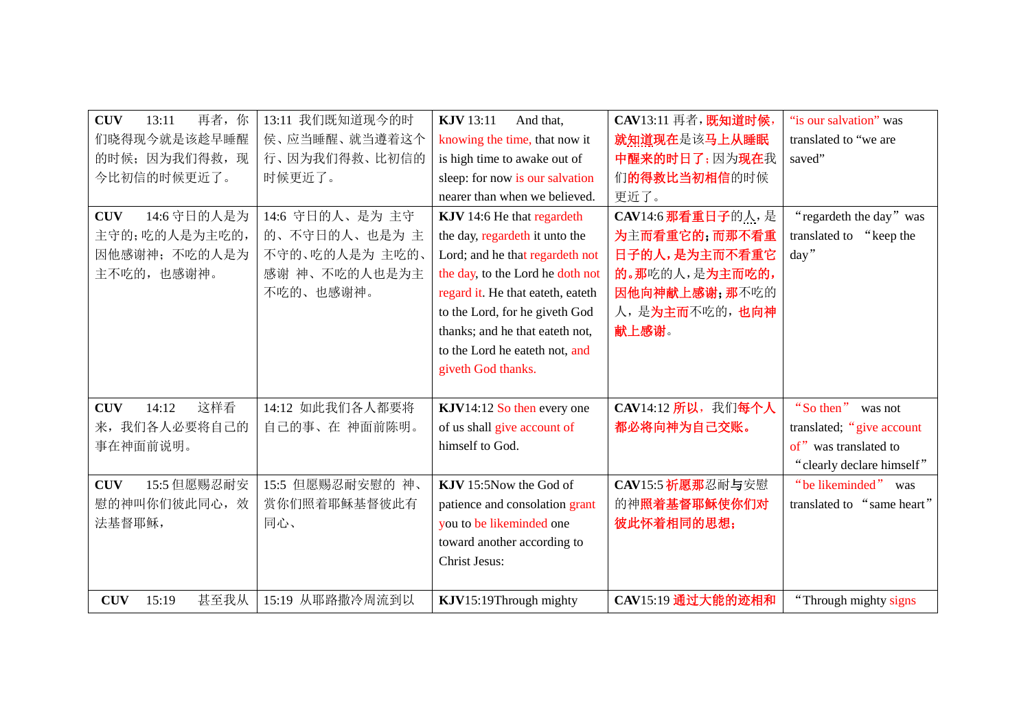| **CUV** 13:11 再者，你们晓得现今就是该趁早睡醒的时候；因为我们得救，现今比初信的时候更近了。 | 13:11 我们既知道现今的时侯、应当睡醒、就当遵着这个行、因为我们得救、比初信的时候更近了。 | **KJV** 13:11 And that, knowing the time, that now it is high time to awake out of sleep: for now is our salvation nearer than when we believed. | **CAV**13:11 再者，既知道时候，就知道现在是该马上从睡眠中醒来的时日了；因为现在我们的得救比当初相信的时候更近了。 | "is our salvation" was translated to "we are saved" |
|---|---|---|---|---|
| **CUV** 14:6 守日的人是为主守的；吃的人是为主吃的，因他感谢神；不吃的人是为主不吃的，也感谢神。 | 14:6 守日的人、是为 主守的、不守日的人、也是为 主不守的、吃的人是为 主吃的、感谢 神、不吃的人也是为主不吃的、也感谢神。 | **KJV** 14:6 He that regardeth the day, regardeth it unto the Lord; and he that regardeth not the day, to the Lord he doth not regard it. He that eateth, eateth to the Lord, for he giveth God thanks; and he that eateth not, to the Lord he eateth not, and giveth God thanks. | **CAV**14:6 那看重日子的人，是为主而看重它的；而那不看重日子的人，是为主而不看重它的。那吃的人，是为主而吃的，因他向神献上感谢；那不吃的人，是为主而不吃的，也向神献上感谢。 | "regardeth the day" was translated to "keep the day" |
| **CUV** 14:12 这样看来，我们各人必要将自己的事在神面前说明。 | 14:12 如此我们各人都要将自己的事、在 神面前陈明。 | **KJV**14:12 So then every one of us shall give account of himself to God. | **CAV**14:12 所以，我们每个人都必将向神为自己交账。 | "So then" was not translated; "give account of" was translated to "clearly declare himself" |
| **CUV** 15:5 但愿赐忍耐安慰的神叫你们彼此同心，效法基督耶稣， | 15:5 但愿赐忍耐安慰的 神、赏你们照着耶稣基督彼此有同心、 | **KJV** 15:5Now the God of patience and consolation grant you to be likeminded one toward another according to Christ Jesus: | **CAV**15:5 祈愿那忍耐与安慰的神照着基督耶稣使你们对彼此怀着相同的思想； | "be likeminded" was translated to "same heart" |
| **CUV** 15:19 甚至我从 | 15:19 从耶路撒冷周流到以 | **KJV**15:19Through mighty | **CAV**15:19 通过大能的迹相和 | "Through mighty signs |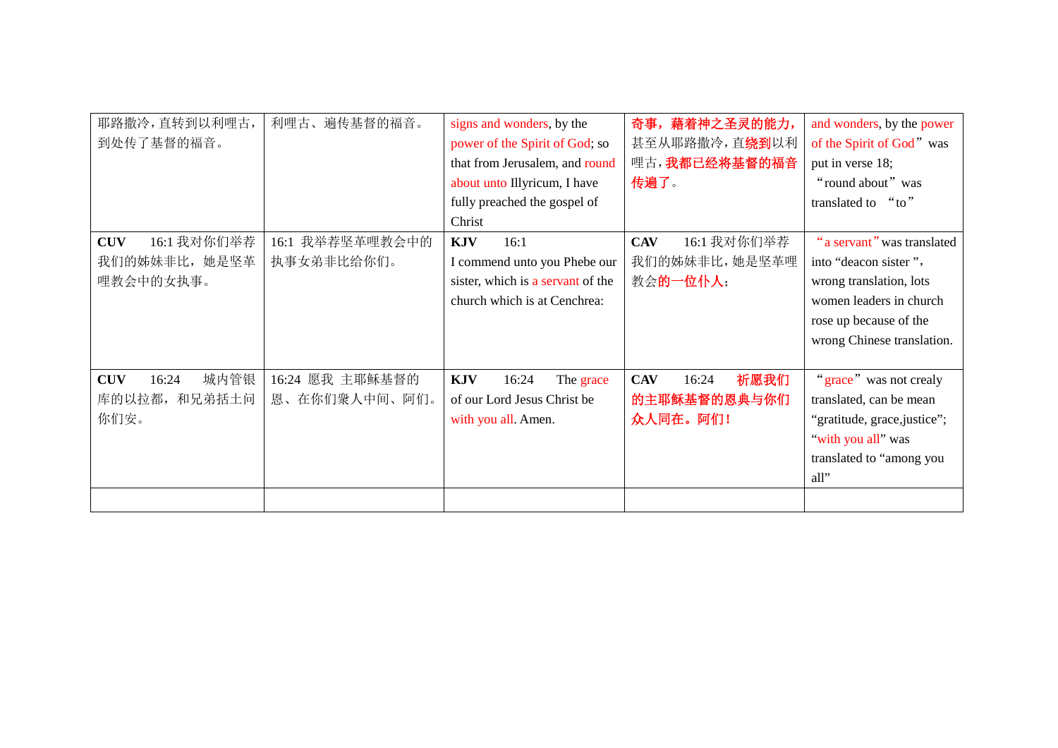| 耶路撒冷，直转到以利哩古，到处传了基督的福音。 | 利哩古、遍传基督的福音。 | signs and wonders, by the power of the Spirit of God; so that from Jerusalem, and round about unto Illyricum, I have fully preached the gospel of Christ | 奇事，藉着神之圣灵的能力，甚至从耶路撒冷，直绕到以利哩古，我都已经将基督的福音传遍了。 | and wonders, by the power of the Spirit of God" was put in verse 18; "round about" was translated to "to" |
|---|---|---|---|---|
| **CUV** 16:1 我对你们举荐我们的姊妹非比，她是坚革哩教会中的女执事。 | 16:1 我举荐坚革哩教会中的执事女弟非比给你们。 | **KJV** 16:1 I commend unto you Phebe our sister, which is a servant of the church which is at Cenchrea: | **CAV** 16:1 我对你们举荐我们的姊妹非比，她是坚革哩教会的一位仆人; | "a servant" was translated into "deacon sister", wrong translation, lots women leaders in church rose up because of the wrong Chinese translation. |
| **CUV** 16:24 城内管银库的以拉都，和兄弟括土问你们安。 | 16:24 愿我 主耶稣基督的恩、在你们衆人中间、阿们。 | **KJV** 16:24 The grace of our Lord Jesus Christ be with you all. Amen. | **CAV** 16:24 祈愿我们的主耶稣基督的恩典与你们众人同在。阿们! | "grace" was not crealy translated, can be mean "gratitude, grace,justice"; "with you all" was translated to "among you all" |
| | | | | |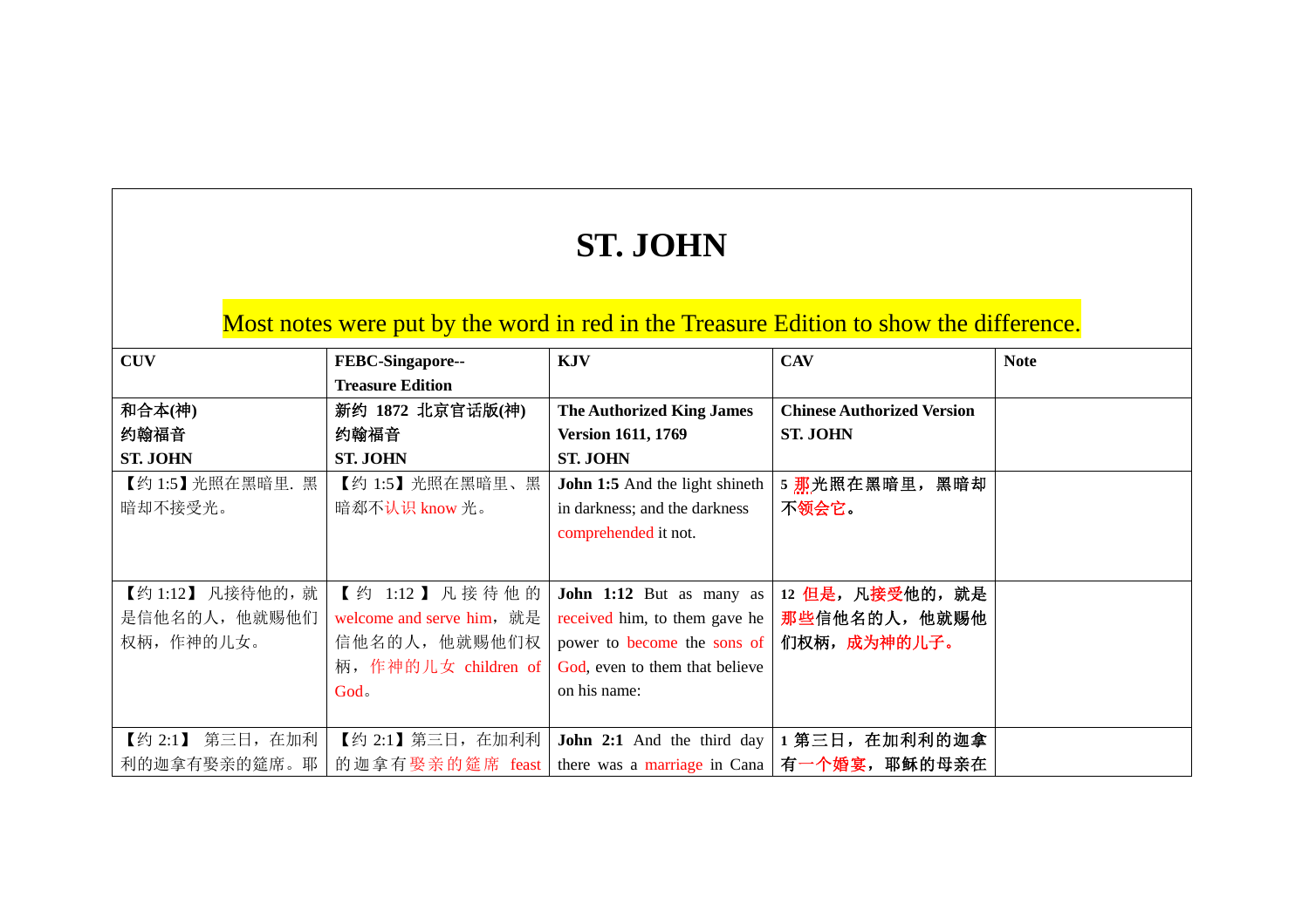# ST. JOHN

Most notes were put by the word in red in the Treasure Edition to show the difference.

| CUV | FEBC-Singapore--Treasure Edition | KJV | CAV | Note |
|---|---|---|---|---|
| **和合本(神)**<br>**约翰福音**<br>**ST. JOHN** | **新约 1872 北京官话版(神)**<br>**约翰福音**<br>**ST. JOHN** | **The Authorized King James Version 1611, 1769**<br>**ST. JOHN** | **Chinese Authorized Version**<br>**ST. JOHN** | |
| 【约 1:5】光照在黑暗里. 黑暗却不接受光。 | 【约 1:5】光照在黑暗里、黑暗却不认识 know 光。 | **John 1:5** And the light shineth in darkness; and the darkness comprehended it not. | **5** 那光照在黑暗里，黑暗却不领会它。 | |
| 【约 1:12】 凡接待他的，就是信他名的人，他就赐他们权柄，作神的儿女。 | 【约 1:12】凡接待他的 welcome and serve him，就是信他名的人，他就赐他们权柄，作神的儿女 children of God。 | **John 1:12** But as many as received him, to them gave he power to become the sons of God, even to them that believe on his name: | **12** 但是，凡接受他的，就是那些信他名的人，他就赐他们权柄，成为神的儿子。 | |
| 【约 2:1】 第三日，在加利利的迦拿有娶亲的筵席。耶 | 【约 2:1】第三日，在加利利的迦拿有娶亲的筵席 feast | **John 2:1** And the third day there was a marriage in Cana | **1** 第三日，在加利利的迦拿有一个婚宴，耶稣的母亲在 | |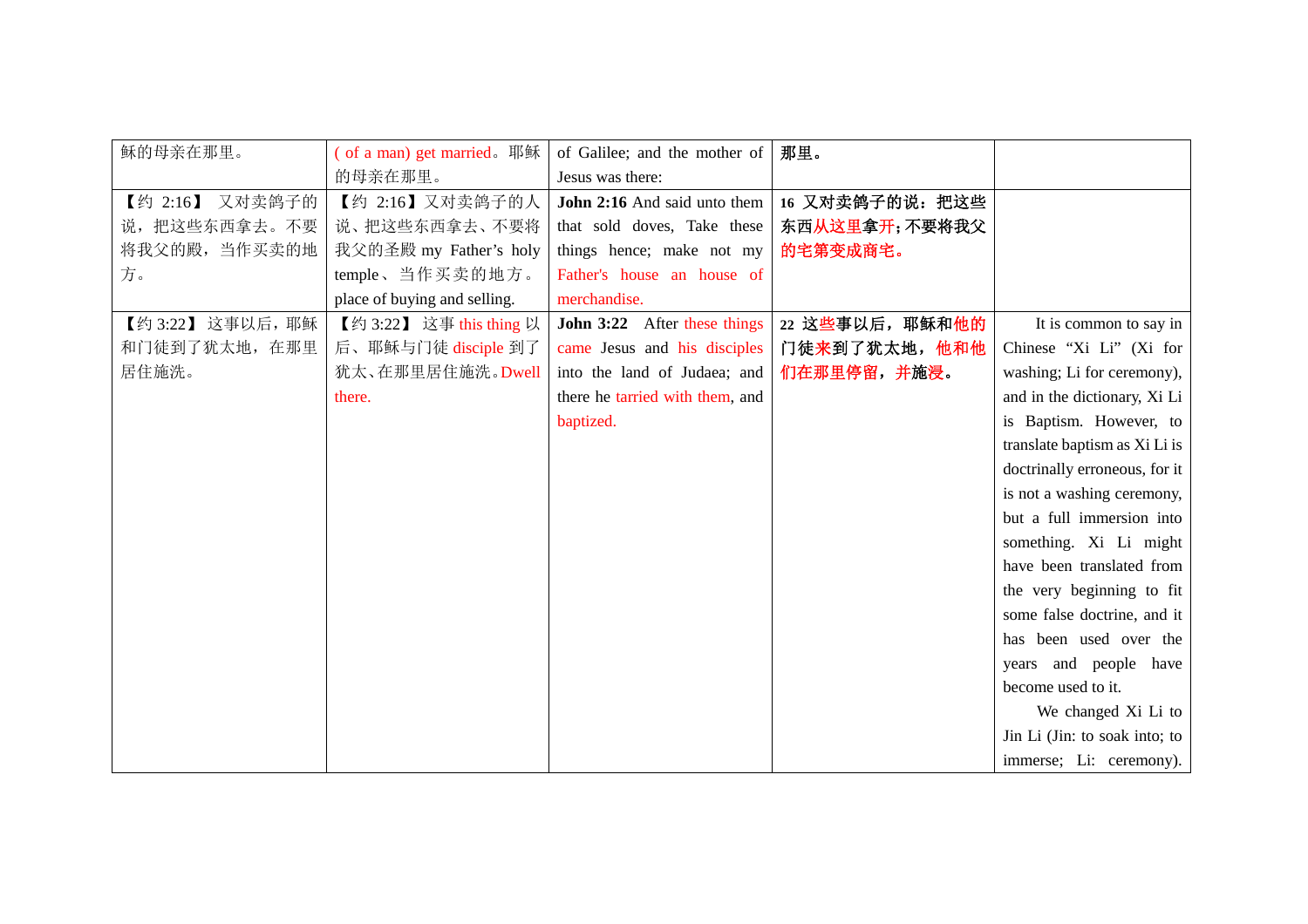| | | | | |
|---|---|---|---|---|
| 稣的母亲在那里。 | ( of a man) get married。耶稣的母亲在那里。 | of Galilee; and the mother of Jesus was there: | **那里。** | |
| 【约 2:16】 又对卖鸽子的说，把这些东西拿去。不要将我父的殿，当作买卖的地方。 | 【约 2:16】又对卖鸽子的人说、把这些东西拿去、不要将我父的圣殿 my Father's holy temple、当作买卖的地方。place of buying and selling. | **John 2:16** And said unto them that sold doves, Take these things hence; make not my Father's house an house of merchandise. | **16 又对卖鸽子的说：把这些东西从这里拿开；不要将我父的宅第变成商宅。** | |
| 【约 3:22】 这事以后，耶稣和门徒到了犹太地，在那里居住施洗。 | 【约 3:22】 这事 this thing 以后、耶稣与门徒 disciple 到了犹太、在那里居住施洗。Dwell there. | **John 3:22** After these things came Jesus and his disciples into the land of Judaea; and there he tarried with them, and baptized. | **22 这些事以后，耶稣和他的门徒来到了犹太地，他和他们在那里停留，并施浸。** | It is common to say in Chinese "Xi Li" (Xi for washing; Li for ceremony), and in the dictionary, Xi Li is Baptism. However, to translate baptism as Xi Li is doctrinally erroneous, for it is not a washing ceremony, but a full immersion into something. Xi Li might have been translated from the very beginning to fit some false doctrine, and it has been used over the years and people have become used to it.<br>We changed Xi Li to Jin Li (Jin: to soak into; to immerse; Li: ceremony). |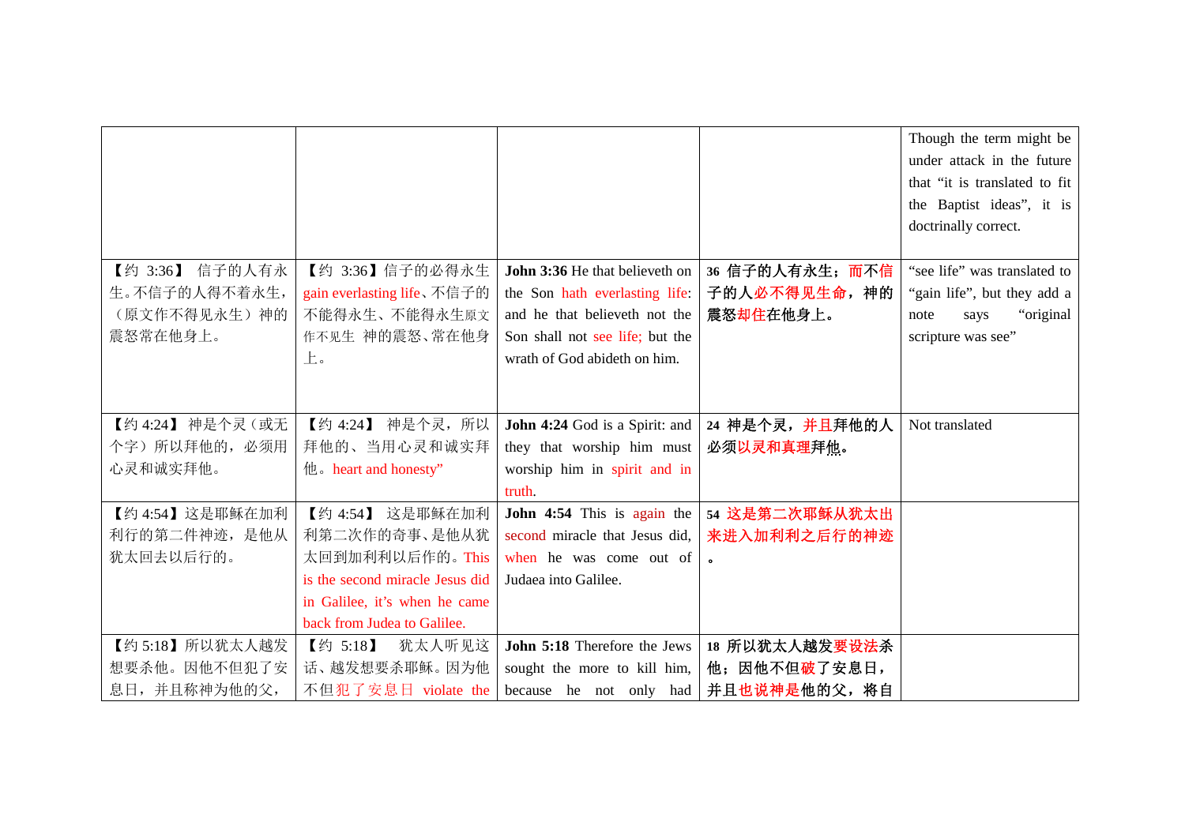| | | | | |
|---|---|---|---|---|
| | | | | Though the term might be under attack in the future that "it is translated to fit the Baptist ideas", it is doctrinally correct. |
| 【约 3:36】 信子的人有永生。不信子的人得不着永生,(原文作不得见永生)神的震怒常在他身上。 | 【约 3:36】信子的必得永生 gain everlasting life、不信子的不能得永生、不能得永生原文作不见生 神的震怒、常在他身上。 | **John 3:36** He that believeth on the Son hath everlasting life: and he that believeth not the Son shall not see life; but the wrath of God abideth on him. | **36 信子的人有永生;而不信子的人必不得见生命,神的震怒却住在他身上。** | "see life" was translated to "gain life", but they add a note says "original scripture was see" |
| 【约 4:24】 神是个灵(或无个字)所以拜他的,必须用心灵和诚实拜他。 | 【约 4:24】 神是个灵,所以拜他的、当用心灵和诚实拜他。heart and honesty" | **John 4:24** God is a Spirit: and they that worship him must worship him in spirit and in truth. | **24 神是个灵,并且拜他的人必须以灵和真理拜他。** | Not translated |
| 【约 4:54】这是耶稣在加利利行的第二件神迹,是他从犹太回去以后行的。 | 【约 4:54】 这是耶稣在加利利第二次作的奇事、是他从犹太回到加利利以后作的。This is the second miracle Jesus did in Galilee, it's when he came back from Judea to Galilee. | **John 4:54** This is again the second miracle that Jesus did, when he was come out of Judaea into Galilee. | **54 这是第二次耶稣从犹太出来进入加利利之后行的神迹。** | |
| 【约 5:18】所以犹太人越发想要杀他。因他不但犯了安息日,并且称神为他的父, | 【约 5:18】 犹太人听见这话、越发想要杀耶稣。因为他不但犯了安息日 violate the | **John 5:18** Therefore the Jews sought the more to kill him, because he not only had | **18 所以犹太人越发要设法杀他;因他不但破了安息日,并且也说神是他的父,将自** | |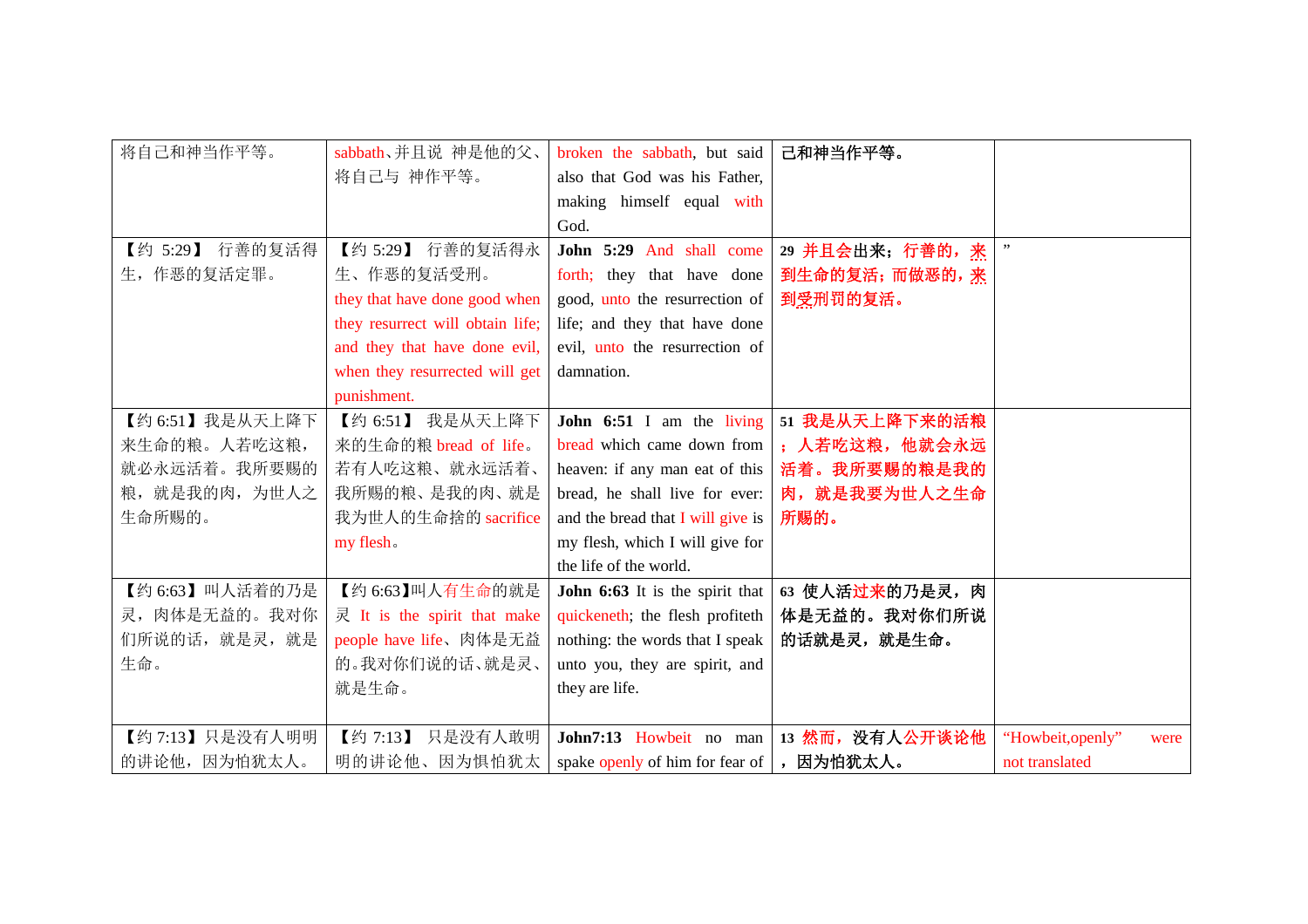| | | | | |
|---|---|---|---|---|
| 将自己和神当作平等。 | sabbath、并且说 神是他的父、将自己与 神作平等。 | broken the sabbath, but said also that God was his Father, making himself equal with God. | 己和神当作平等。 | |
| 【约 5:29】 行善的复活得生，作恶的复活定罪。 | 【约 5:29】 行善的复活得永生、作恶的复活受刑。they that have done good when they resurrect will obtain life; and they that have done evil, when they resurrected will get punishment. | **John 5:29** And shall come forth; they that have done good, unto the resurrection of life; and they that have done evil, unto the resurrection of damnation. | **29 并且会出来；行善的，来到生命的复活；而做恶的，来到受刑罚的复活。** | ” |
| 【约 6:51】我是从天上降下来生命的粮。人若吃这粮，就必永远活着。我所要赐的粮，就是我的肉，为世人之生命所赐的。 | 【约 6:51】 我是从天上降下来的生命的粮 bread of life。若有人吃这粮、就永远活着、我所赐的粮、是我的肉、就是我为世人的生命捨的 sacrifice my flesh。 | **John 6:51** I am the living bread which came down from heaven: if any man eat of this bread, he shall live for ever: and the bread that I will give is my flesh, which I will give for the life of the world. | **51 我是从天上降下来的活粮；人若吃这粮，他就会永远活着。我所要赐的粮是我的肉，就是我要为世人之生命所赐的。** | |
| 【约 6:63】叫人活着的乃是灵，肉体是无益的。我对你们所说的话，就是灵，就是生命。 | 【约 6:63】叫人有生命的就是灵 It is the spirit that make people have life、肉体是无益的。我对你们说的话、就是灵、就是生命。 | **John 6:63** It is the spirit that quickeneth; the flesh profiteth nothing: the words that I speak unto you, they are spirit, and they are life. | **63 使人活过来的乃是灵，肉体是无益的。我对你们所说的话就是灵，就是生命。** | |
| 【约 7:13】只是没有人明明的讲论他，因为怕犹太人。 | 【约 7:13】 只是没有人敢明明的讲论他、因为惧怕犹太 | **John7:13** Howbeit no man spake openly of him for fear of | **13 然而，没有人公开谈论他，因为怕犹太人。** | “Howbeit,openly” were not translated |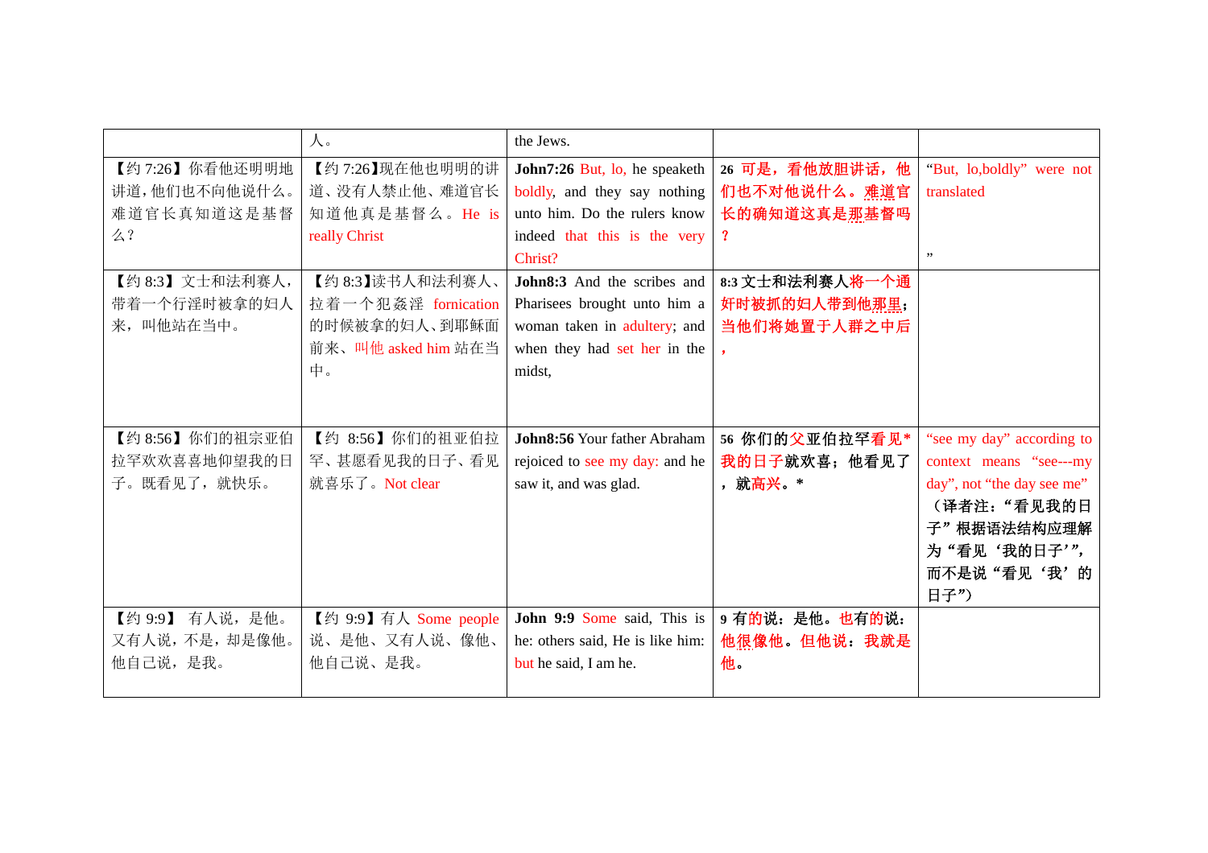| | | | | |
|---|---|---|---|---|
| | 人。 | the Jews. | | |
| 【约 7:26】你看他还明明地讲道，他们也不向他说什么。难道官长真知道这是基督么？ | 【约 7:26】现在他也明明的讲道、没有人禁止他、难道官长知道他真是基督么。He is really Christ | **John7:26** But, lo, he speaketh boldly, and they say nothing unto him. Do the rulers know indeed that this is the very Christ? | **26 可是，看他放胆讲话，他们也不对他说什么。难道官长的确知道这真是那基督吗？** | “But, lo,boldly” were not translated<br><br>” |
| 【约 8:3】文士和法利赛人，带着一个行淫时被拿的妇人来，叫他站在当中。 | 【约 8:3】读书人和法利赛人、拉着一个犯姦淫 fornication 的时候被拿的妇人、到耶稣面前来、叫他 asked him 站在当中。 | **John8:3** And the scribes and Pharisees brought unto him a woman taken in adultery; and when they had set her in the midst, | **8:3 文士和法利赛人将一个通奸时被抓的妇人带到他那里；当他们将她置于人群之中后，** | |
| 【约 8:56】你们的祖宗亚伯拉罕欢欢喜喜地仰望我的日子。既看见了，就快乐。 | 【约 8:56】你们的祖亚伯拉罕、甚愿看见我的日子、看见就喜乐了。Not clear | **John8:56** Your father Abraham rejoiced to see my day: and he saw it, and was glad. | **56 你们的父亚伯拉罕看见*我的日子就欢喜；他看见了，就高兴。*** | “see my day” according to context means “see---my day”, not “the day see me”<br>**（译者注：“看见我的日子”根据语法结构应理解为“看见‘我的日子’”，而不是说“看见‘我’的日子”）** |
| 【约 9:9】 有人说，是他。又有人说，不是，却是像他。他自己说，是我。 | 【约 9:9】有人 Some people 说、是他、又有人说、像他、他自己说、是我。 | **John 9:9** Some said, This is he: others said, He is like him: but he said, I am he. | **9 有的说：是他。也有的说：他很像他。但他说：我就是他。** | |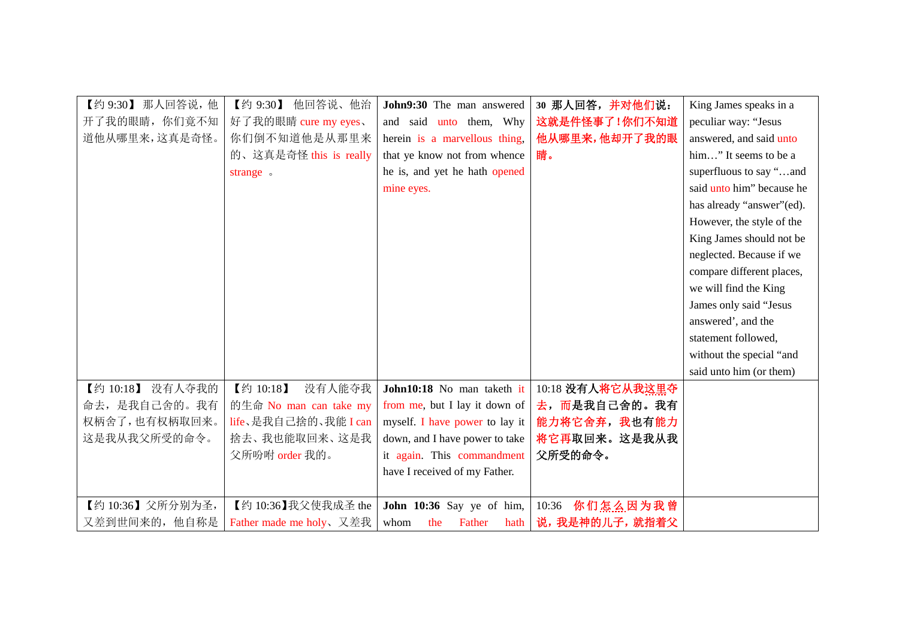| 【约 9:30】 那人回答说，他开了我的眼睛，你们竟不知道他从哪里来，这真是奇怪。 | 【约 9:30】 他回答说、他治好了我的眼睛 cure my eyes、你们倒不知道他是从那里来的、这真是奇怪 this is really strange 。 | **John9:30** The man answered and said unto them, Why herein is a marvellous thing, that ye know not from whence he is, and yet he hath opened mine eyes. | **30 那人回答，并对他们说：这就是件怪事了！你们不知道他从哪里来，他却开了我的眼睛。** | King James speaks in a peculiar way: “Jesus answered, and said unto him…” It seems to be a superfluous to say “…and said unto him” because he has already “answer”(ed). However, the style of the King James should not be neglected. Because if we compare different places, we will find the King James only said “Jesus answered’, and the statement followed, without the special “and said unto him (or them) |
|---|---|---|---|---|
| 【约 10:18】 没有人夺我的命去，是我自己舍的。我有权柄舍了，也有权柄取回来。这是我从我父所受的命令。 | 【约 10:18】 没有人能夺我的生命 No man can take my life、是我自己捨的、我能 I can 捨去、我也能取回来、这是我父所吩咐 order 我的。 | **John10:18** No man taketh it from me, but I lay it down of myself. I have power to lay it down, and I have power to take it again. This commandment have I received of my Father. | 10:18 **没有人将它从我这里夺去，而是我自己舍的。我有能力将它舍弃，我也有能力将它再取回来。这是我从我父所受的命令。** | |
| 【约 10:36】父所分别为圣，又差到世间来的，他自称是 | 【约 10:36】我父使我成圣 the Father made me holy、又差我 | **John 10:36** Say ye of him, whom the Father hath | 10:36 **你们怎么因为我曾说，我是神的儿子，就指着父** | |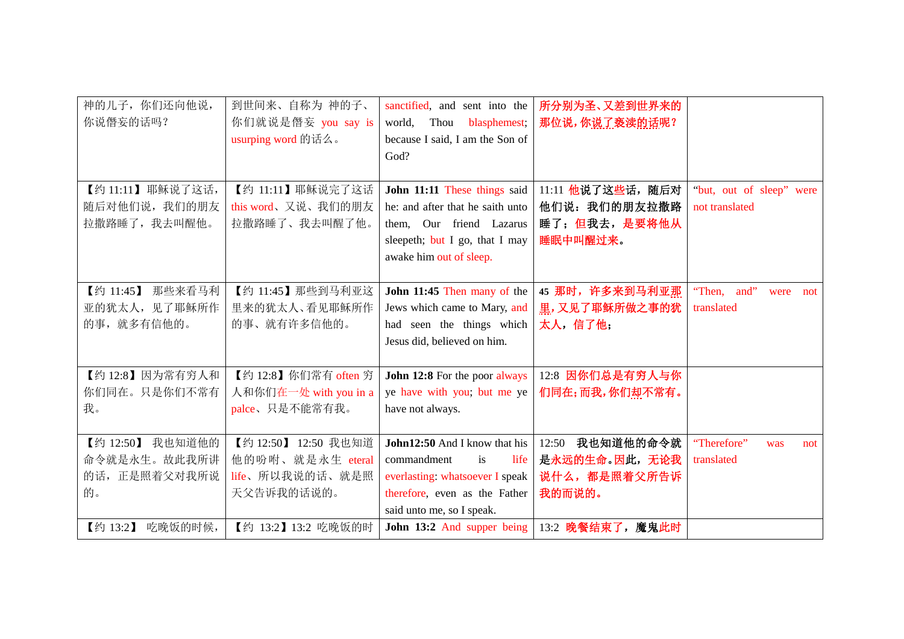| | | | | |
|---|---|---|---|---|
| 神的儿子，你们还向他说，你说僭妄的话吗？ | 到世间来、自称为 神的子、你们就说是僭妄 you say is usurping word 的话么。 | sanctified, and sent into the world, Thou blasphemest; because I said, I am the Son of God? | 所分别为圣、又差到世界来的那位说，你说了亵渎的话呢？ | |
| 【约 11:11】耶稣说了这话，随后对他们说，我们的朋友拉撒路睡了，我去叫醒他。 | 【约 11:11】耶稣说完了这话 this word、又说、我们的朋友拉撒路睡了、我去叫醒了他。 | **John 11:11** These things said he: and after that he saith unto them, Our friend Lazarus sleepeth; but I go, that I may awake him out of sleep. | 11:11 他说了这些话，随后对他们说：我们的朋友拉撒路睡了；但我去，是要将他从睡眠中叫醒过来。 | "but, out of sleep" were not translated |
| 【约 11:45】 那些来看马利亚的犹太人，见了耶稣所作的事，就多有信他的。 | 【约 11:45】那些到马利亚这里来的犹太人、看见耶稣所作的事、就有许多信他的。 | **John 11:45** Then many of the Jews which came to Mary, and had seen the things which Jesus did, believed on him. | **45** 那时，许多来到马利亚那里，又见了耶稣所做之事的犹太人，信了他； | "Then, and" were not translated |
| 【约 12:8】因为常有穷人和你们同在。只是你们不常有我。 | 【约 12:8】你们常有 often 穷人和你们在一处 with you in a palce、只是不能常有我。 | **John 12:8** For the poor always ye have with you; but me ye have not always. | 12:8 因你们总是有穷人与你们同在；而我，你们却不常有。 | |
| 【约 12:50】 我也知道他的命令就是永生。故此我所讲的话，正是照着父对我所说的。 | 【约 12:50】 12:50 我也知道他的吩咐、就是永生 eteral life、所以我说的话、就是照天父告诉我的话说的。 | **John12:50** And I know that his commandment is life everlasting: whatsoever I speak therefore, even as the Father said unto me, so I speak. | 12:50 我也知道他的命令就是永远的生命。因此，无论我说什么，都是照着父所告诉我的而说的。 | "Therefore" was not translated |
| 【约 13:2】 吃晚饭的时候， | 【约 13:2】13:2 吃晚饭的时 | **John 13:2** And supper being | 13:2 晚餐结束了，魔鬼此时 | |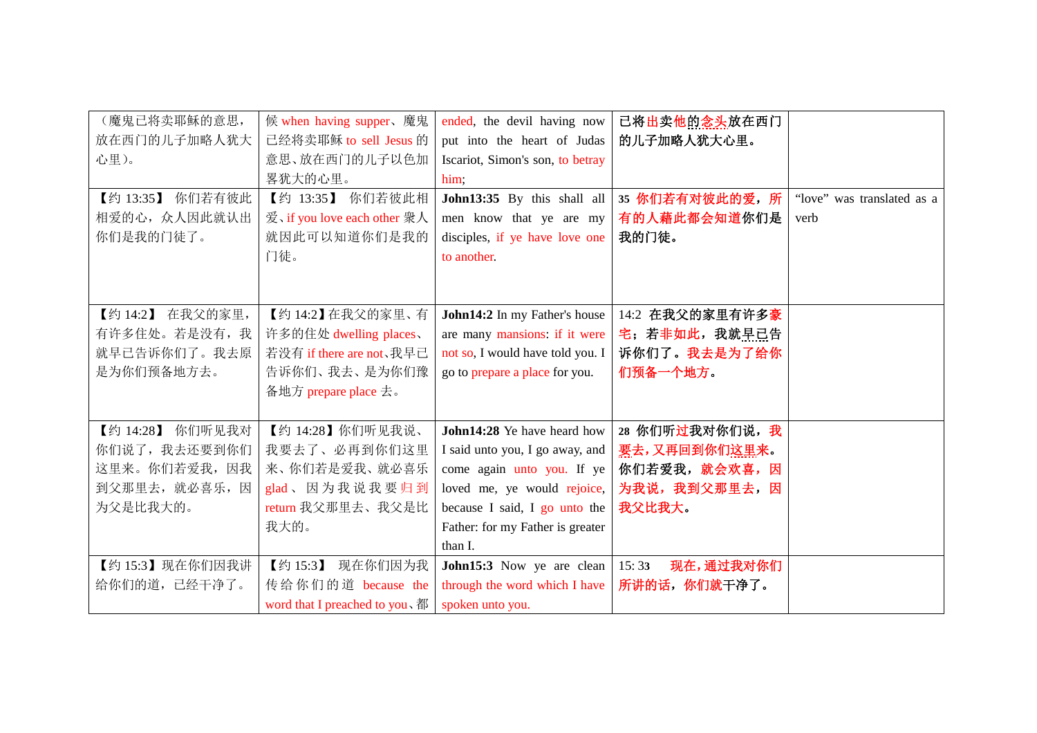| | | | | |
|---|---|---|---|---|
| （魔鬼已将卖耶稣的意思，放在西门的儿子加略人犹大心里）。 | 候 when having supper、魔鬼已经将卖耶稣 to sell Jesus 的意思、放在西门的儿子以色加略犹大的心里。 | ended, the devil having now put into the heart of Judas Iscariot, Simon's son, to betray him; | **已将出卖他的念头放在西门的儿子加略人犹大心里。** | |
| 【约 13:35】 你们若有彼此相爱的心，众人因此就认出你们是我的门徒了。 | 【约 13:35】 你们若彼此相爱、if you love each other 衆人就因此可以知道你们是我的门徒。 | **John13:35** By this shall all men know that ye are my disciples, if ye have love one to another. | **35 你们若有对彼此的爱，所有的人藉此都会知道你们是我的门徒。** | “love” was translated as a verb |
| 【约 14:2】 在我父的家里，有许多住处。若是没有，我就早已告诉你们了。我去原是为你们预备地方去。 | 【约 14:2】在我父的家里、有许多的住处 dwelling places、若没有 if there are not、我早已告诉你们、我去、是为你们豫备地方 prepare place 去。 | **John14:2** In my Father's house are many mansions: if it were not so, I would have told you. I go to prepare a place for you. | 14:2 **在我父的家里有许多豪宅；若非如此，我就早已告诉你们了。我去是为了给你们预备一个地方。** | |
| 【约 14:28】 你们听见我对你们说了，我去还要到你们这里来。你们若爱我，因我到父那里去，就必喜乐，因为父是比我大的。 | 【约 14:28】你们听见我说、我要去了、必再到你们这里来、你们若是爱我、就必喜乐 glad、因为我说我要归到 return 我父那里去、我父是比我大的。 | **John14:28** Ye have heard how I said unto you, I go away, and come again unto you. If ye loved me, ye would rejoice, because I said, I go unto the Father: for my Father is greater than I. | **28 你们听过我对你们说，我要去，又再回到你们这里来。你们若爱我，就会欢喜，因为我说，我到父那里去，因我父比我大。** | |
| 【约 15:3】现在你们因我讲给你们的道，已经干净了。 | 【约 15:3】 现在你们因为我传给你们的道 because the word that I preached to you、都 | **John15:3** Now ye are clean through the word which I have spoken unto you. | 15: **33 现在，通过我对你们所讲的话，你们就干净了。** | |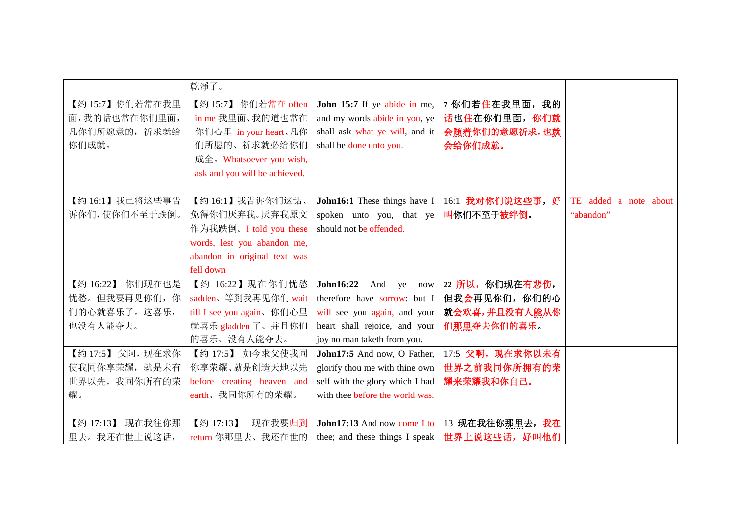| | | | | |
|---|---|---|---|---|
| | 乾淨了。 | | | |
| 【约 15:7】你们若常在我里面，我的话也常在你们里面，凡你们所愿意的，祈求就给你们成就。 | 【约 15:7】 你们若常在 often in me 我里面、我的道也常在你们心里 in your heart、凡你们所愿的、祈求就必给你们成全。Whatsoever you wish, ask and you will be achieved. | **John 15:7** If ye abide in me, and my words abide in you, ye shall ask what ye will, and it shall be done unto you. | **7** 你们若住在我里面，我的话也住在你们里面，你们就会随着你们的意愿祈求，也就会给你们成就。 | |
| 【约 16:1】我已将这些事告诉你们，使你们不至于跌倒。 | 【约 16:1】我告诉你们这话、免得你们厌弃我。厌弃我原文作为我跌倒。I told you these words, lest you abandon me, abandon in original text was fell down | **John16:1** These things have I spoken unto you, that ye should not be offended. | 16:1 我对你们说这些事，好叫你们不至于被绊倒。 | TE added a note about "abandon" |
| 【约 16:22】 你们现在也是忧愁。但我要再见你们，你们的心就喜乐了。这喜乐，也没有人能夺去。 | 【约 16:22】现在你们忧愁 sadden、等到我再见你们 wait till I see you again、你们心里就喜乐 gladden 了、并且你们的喜乐、没有人能夺去。 | **John16:22** And ye now therefore have sorrow: but I will see you again, and your heart shall rejoice, and your joy no man taketh from you. | **22** 所以，你们现在有悲伤，但我会再见你们，你们的心就会欢喜，并且没有人能从你们那里夺去你们的喜乐。 | |
| 【约 17:5】 父阿，现在求你使我同你享荣耀，就是未有世界以先，我同你所有的荣耀。 | 【约 17:5】 如今求父使我同你享荣耀、就是创造天地以先 before creating heaven and earth、我同你所有的荣耀。 | **John17:5** And now, O Father, glorify thou me with thine own self with the glory which I had with thee before the world was. | 17:5 父啊，现在求你以未有世界之前我同你所拥有的荣耀来荣耀我和你自己。 | |
| 【约 17:13】 现在我往你那里去。我还在世上说这话， | 【约 17:13】 现在我要归到 return 你那里去、我还在世的 | **John17:13** And now come I to thee; and these things I speak | 13 现在我往你那里去，我在世界上说这些话，好叫他们 | |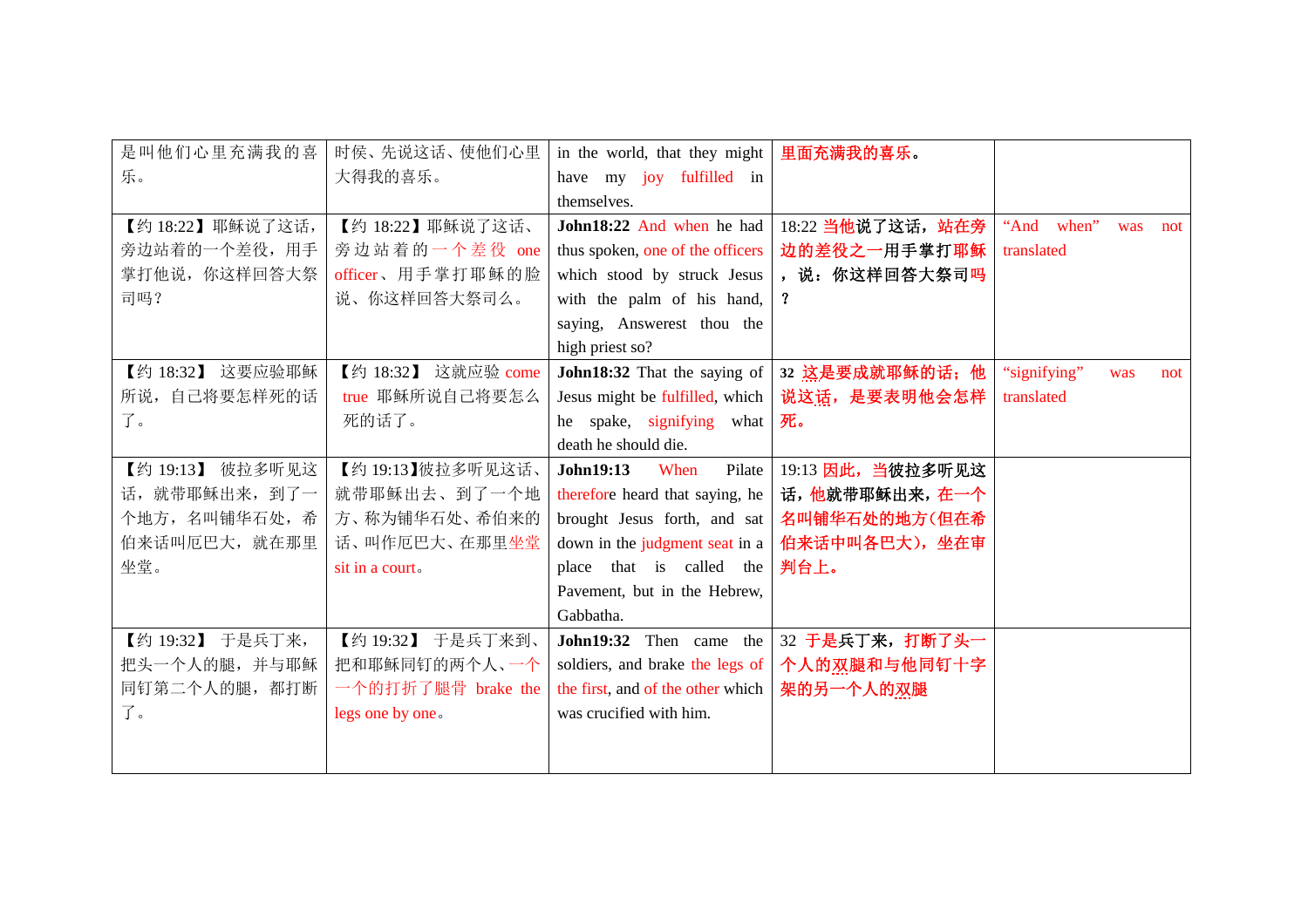| | | | | |
|---|---|---|---|---|
| 是叫他们心里充满我的喜乐。 | 时候、先说这话、使他们心里大得我的喜乐。 | in the world, that they might have my joy fulfilled in themselves. | 里面充满我的喜乐。 | |
| 【约 18:22】耶稣说了这话，旁边站着的一个差役，用手掌打他说，你这样回答大祭司吗？ | 【约 18:22】耶稣说了这话、旁边站着的一个差役 one officer、用手掌打耶稣的脸说、你这样回答大祭司么。 | **John18:22** And when he had thus spoken, one of the officers which stood by struck Jesus with the palm of his hand, saying, Answerest thou the high priest so? | 18:22 当他说了这话，站在旁边的差役之一用手掌打耶稣，说：你这样回答大祭司吗？ | “And when” was not translated |
| 【约 18:32】 这要应验耶稣所说，自己将要怎样死的话了。 | 【约 18:32】 这就应验 come true 耶稣所说自己将要怎么死的话了。 | **John18:32** That the saying of Jesus might be fulfilled, which he spake, signifying what death he should die. | **32** 这是要成就耶稣的话；他说这话，是要表明他会怎样死。 | “signifying” was not translated |
| 【约 19:13】 彼拉多听见这话，就带耶稣出来，到了一个地方，名叫铺华石处，希伯来话叫厄巴大，就在那里坐堂。 | 【约 19:13】彼拉多听见这话、就带耶稣出去、到了一个地方、称为铺华石处、希伯来的话、叫作厄巴大、在那里坐堂 sit in a court。 | **John19:13** When Pilate therefore heard that saying, he brought Jesus forth, and sat down in the judgment seat in a place that is called the Pavement, but in the Hebrew, Gabbatha. | 19:13 因此，当彼拉多听见这话，他就带耶稣出来，在一个名叫铺华石处的地方(但在希伯来话中叫各巴大)，坐在审判台上。 | |
| 【约 19:32】 于是兵丁来，把头一个人的腿，并与耶稣同钉第二个人的腿，都打断了。 | 【约 19:32】 于是兵丁来到、把和耶稣同钉的两个人、一个一个的打折了腿骨 brake the legs one by one。 | **John19:32** Then came the soldiers, and brake the legs of the first, and of the other which was crucified with him. | 32 于是兵丁来，打断了头一个人的双腿和与他同钉十字架的另一个人的双腿 | |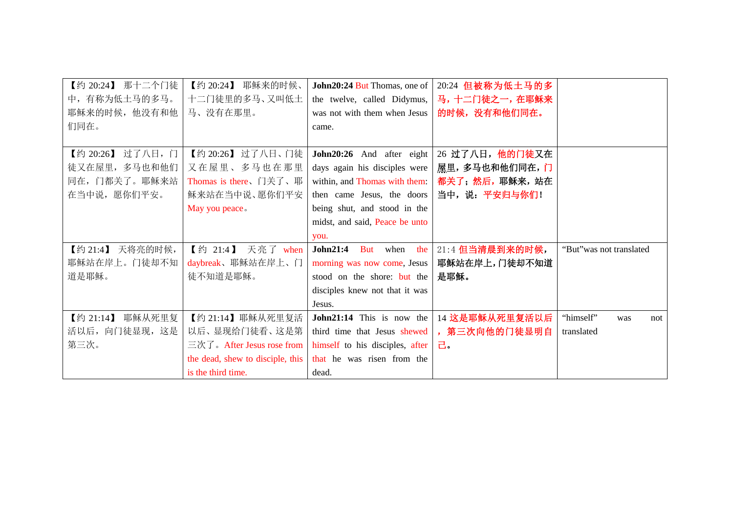| | | | | |
|---|---|---|---|---|
| 【约 20:24】 那十二个门徒中，有称为低土马的多马。耶稣来的时候，他没有和他们同在。 | 【约 20:24】 耶稣来的时候、十二门徒里的多马、又叫低土马、没有在那里。 | **John20:24** But Thomas, one of the twelve, called Didymus, was not with them when Jesus came. | 20:24 **但被称为低土马的多马，十二门徒之一，在耶稣来的时候，没有和他们同在。** | |
| 【约 20:26】 过了八日，门徒又在屋里，多马也和他们同在，门都关了。耶稣来站在当中说，愿你们平安。 | 【约 20:26】 过了八日、门徒又在屋里、多马也在那里 Thomas is there、门关了、耶稣来站在当中说、愿你们平安 May you peace。 | **John20:26** And after eight days again his disciples were within, and Thomas with them: then came Jesus, the doors being shut, and stood in the midst, and said, Peace be unto you. | 26 **过了八日，他的门徒又在屋里，多马也和他们同在，门都关了；然后，耶稣来，站在当中，说：平安归与你们！** | |
| 【约 21:4】 天将亮的时候，耶稣站在岸上。门徒却不知道是耶稣。 | 【约 21:4】 天亮了 when daybreak、耶稣站在岸上、门徒不知道是耶稣。 | **John21:4** But when the morning was now come, Jesus stood on the shore: but the disciples knew not that it was Jesus. | 21:4 **但当清晨到来的时候，耶稣站在岸上，门徒却不知道是耶稣。** | "But"was not translated |
| 【约 21:14】 耶稣从死里复活以后，向门徒显现，这是第三次。 | 【约 21:14】耶稣从死里复活以后、显现给门徒看、这是第三次了。After Jesus rose from the dead, shew to disciple, this is the third time. | **John21:14** This is now the third time that Jesus shewed himself to his disciples, after that he was risen from the dead. | 14 **这是耶稣从死里复活以后，第三次向他的门徒显明自己。** | "himself" was not translated |